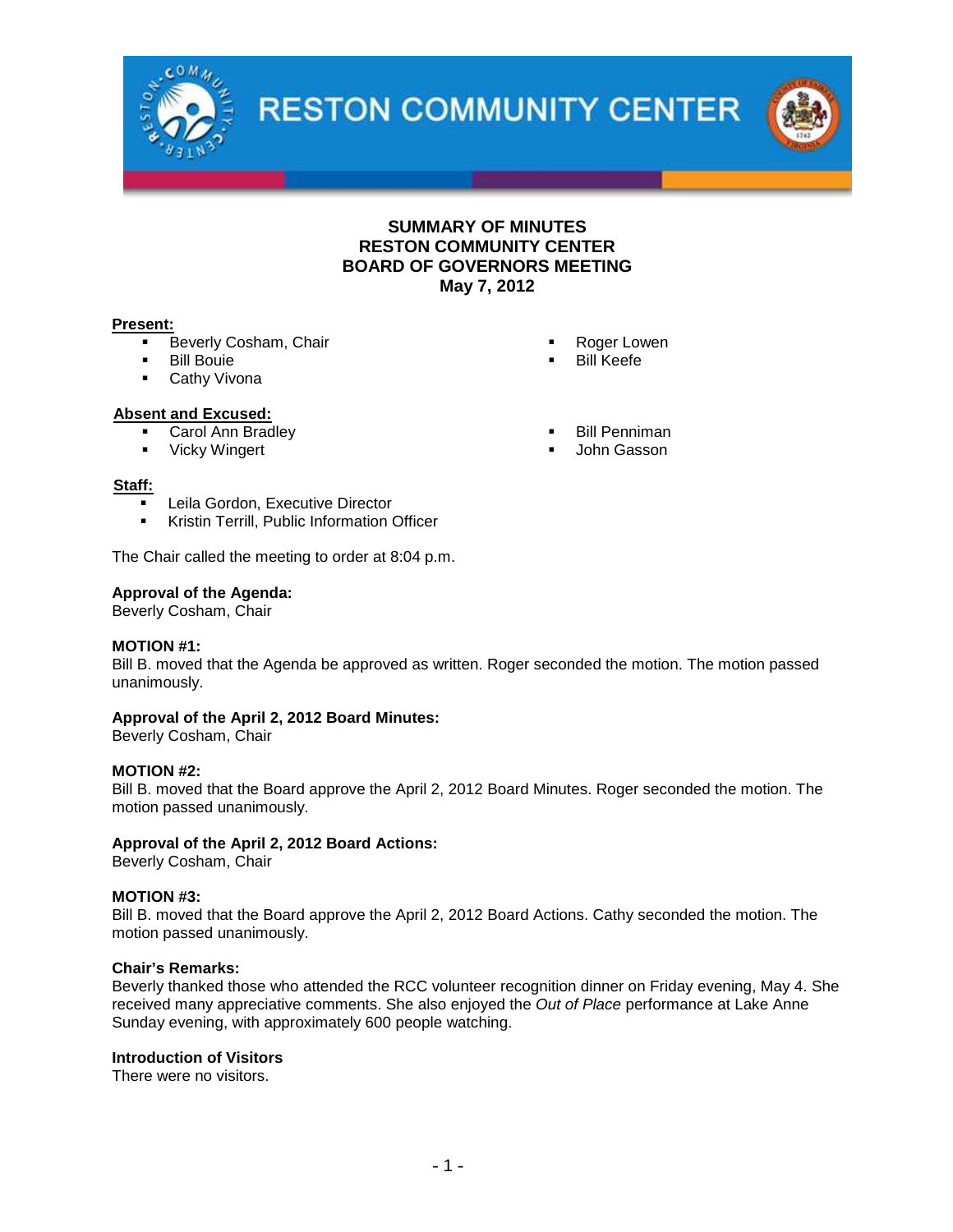# RESTON COMMUNITY CENTER

## SUMMARY OF MINUTES
## RESTON COMMUNITY CENTER
## BOARD OF GOVERNORS MEETING
## May 7, 2012

**Present:**

- Beverly Cosham, Chair
- Bill Bouie
- Cathy Vivona
- Roger Lowen
- Bill Keefe

**Absent and Excused:**

- Carol Ann Bradley
- Vicky Wingert
- Bill Penniman
- John Gasson

**Staff:**

- Leila Gordon, Executive Director
- Kristin Terrill, Public Information Officer

The Chair called the meeting to order at 8:04 p.m.

**Approval of the Agenda:**
Beverly Cosham, Chair

**MOTION #1:**
Bill B. moved that the Agenda be approved as written. Roger seconded the motion. The motion passed unanimously.

**Approval of the April 2, 2012 Board Minutes:**
Beverly Cosham, Chair

**MOTION #2:**
Bill B. moved that the Board approve the April 2, 2012 Board Minutes. Roger seconded the motion. The motion passed unanimously.

**Approval of the April 2, 2012 Board Actions:**
Beverly Cosham, Chair

**MOTION #3:**
Bill B. moved that the Board approve the April 2, 2012 Board Actions. Cathy seconded the motion. The motion passed unanimously.

**Chair's Remarks:**
Beverly thanked those who attended the RCC volunteer recognition dinner on Friday evening, May 4. She received many appreciative comments. She also enjoyed the *Out of Place* performance at Lake Anne Sunday evening, with approximately 600 people watching.

**Introduction of Visitors**
There were no visitors.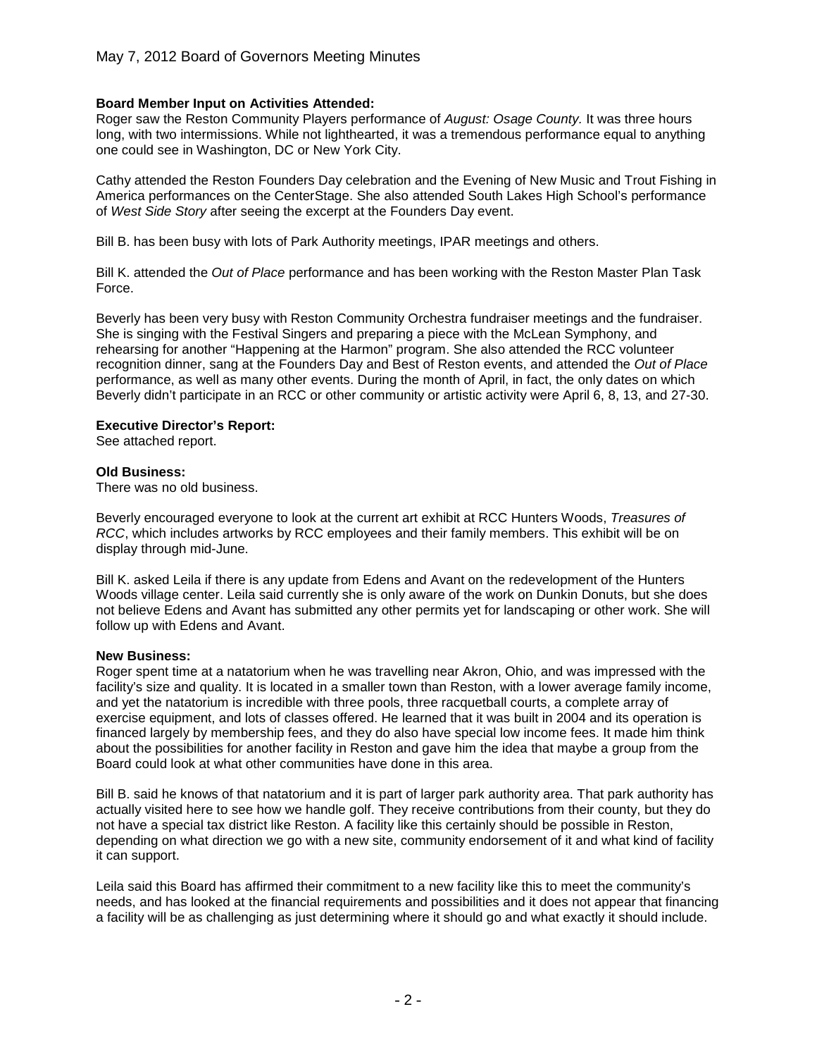**Board Member Input on Activities Attended:**

Roger saw the Reston Community Players performance of *August: Osage County.* It was three hours long, with two intermissions. While not lighthearted, it was a tremendous performance equal to anything one could see in Washington, DC or New York City.

Cathy attended the Reston Founders Day celebration and the Evening of New Music and Trout Fishing in America performances on the CenterStage. She also attended South Lakes High School's performance of *West Side Story* after seeing the excerpt at the Founders Day event.

Bill B. has been busy with lots of Park Authority meetings, IPAR meetings and others.

Bill K. attended the *Out of Place* performance and has been working with the Reston Master Plan Task Force.

Beverly has been very busy with Reston Community Orchestra fundraiser meetings and the fundraiser. She is singing with the Festival Singers and preparing a piece with the McLean Symphony, and rehearsing for another "Happening at the Harmon" program. She also attended the RCC volunteer recognition dinner, sang at the Founders Day and Best of Reston events, and attended the *Out of Place* performance, as well as many other events. During the month of April, in fact, the only dates on which Beverly didn't participate in an RCC or other community or artistic activity were April 6, 8, 13, and 27-30.

**Executive Director's Report:**

See attached report.

**Old Business:**

There was no old business.

Beverly encouraged everyone to look at the current art exhibit at RCC Hunters Woods, *Treasures of RCC*, which includes artworks by RCC employees and their family members. This exhibit will be on display through mid-June.

Bill K. asked Leila if there is any update from Edens and Avant on the redevelopment of the Hunters Woods village center. Leila said currently she is only aware of the work on Dunkin Donuts, but she does not believe Edens and Avant has submitted any other permits yet for landscaping or other work. She will follow up with Edens and Avant.

**New Business:**

Roger spent time at a natatorium when he was travelling near Akron, Ohio, and was impressed with the facility's size and quality. It is located in a smaller town than Reston, with a lower average family income, and yet the natatorium is incredible with three pools, three racquetball courts, a complete array of exercise equipment, and lots of classes offered. He learned that it was built in 2004 and its operation is financed largely by membership fees, and they do also have special low income fees. It made him think about the possibilities for another facility in Reston and gave him the idea that maybe a group from the Board could look at what other communities have done in this area.

Bill B. said he knows of that natatorium and it is part of larger park authority area. That park authority has actually visited here to see how we handle golf. They receive contributions from their county, but they do not have a special tax district like Reston. A facility like this certainly should be possible in Reston, depending on what direction we go with a new site, community endorsement of it and what kind of facility it can support.

Leila said this Board has affirmed their commitment to a new facility like this to meet the community's needs, and has looked at the financial requirements and possibilities and it does not appear that financing a facility will be as challenging as just determining where it should go and what exactly it should include.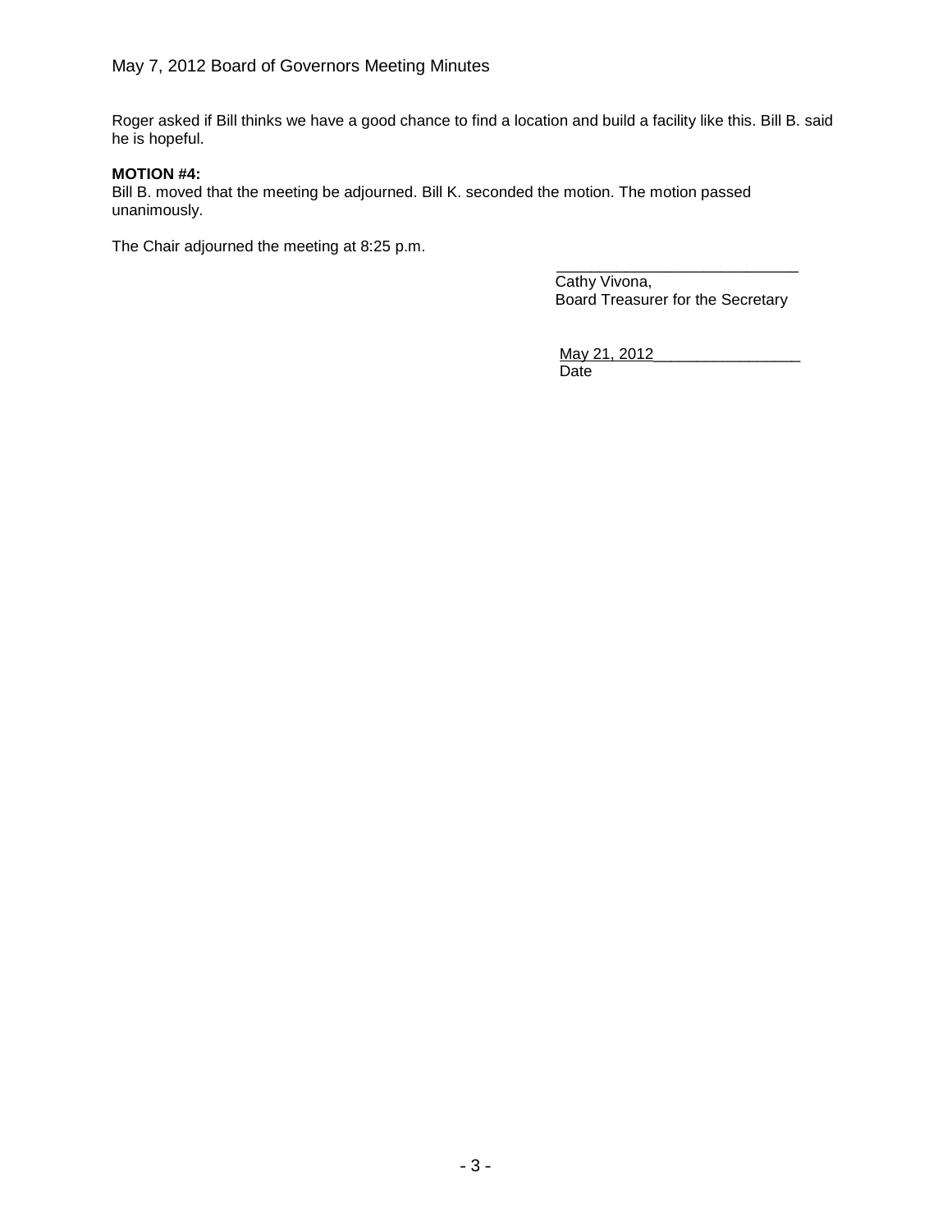Roger asked if Bill thinks we have a good chance to find a location and build a facility like this. Bill B. said he is hopeful.

**MOTION #4:**
Bill B. moved that the meeting be adjourned. Bill K. seconded the motion. The motion passed unanimously.

The Chair adjourned the meeting at 8:25 p.m.

\_\_\_\_\_\_\_\_\_\_\_\_\_\_\_\_\_\_\_\_\_\_\_\_\_\_\_\_
Cathy Vivona,
Board Treasurer for the Secretary

May 21, 2012\_\_\_\_\_\_\_\_\_\_\_\_\_\_\_\_\_
Date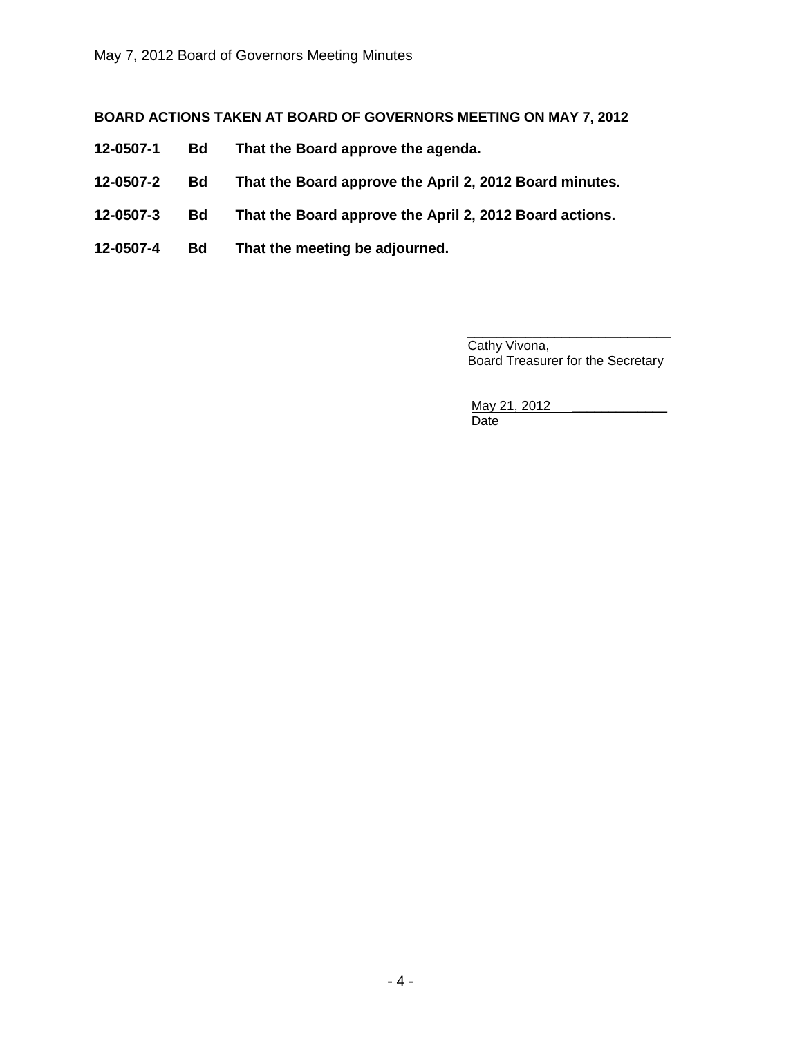**BOARD ACTIONS TAKEN AT BOARD OF GOVERNORS MEETING ON MAY 7, 2012**

**12-0507-1 Bd That the Board approve the agenda.**

**12-0507-2 Bd That the Board approve the April 2, 2012 Board minutes.**

**12-0507-3 Bd That the Board approve the April 2, 2012 Board actions.**

**12-0507-4 Bd That the meeting be adjourned.**

\_\_\_\_\_\_\_\_\_\_\_\_\_\_\_\_\_\_\_\_\_\_\_\_\_\_\_\_
Cathy Vivona,
Board Treasurer for the Secretary

May 21, 2012
Date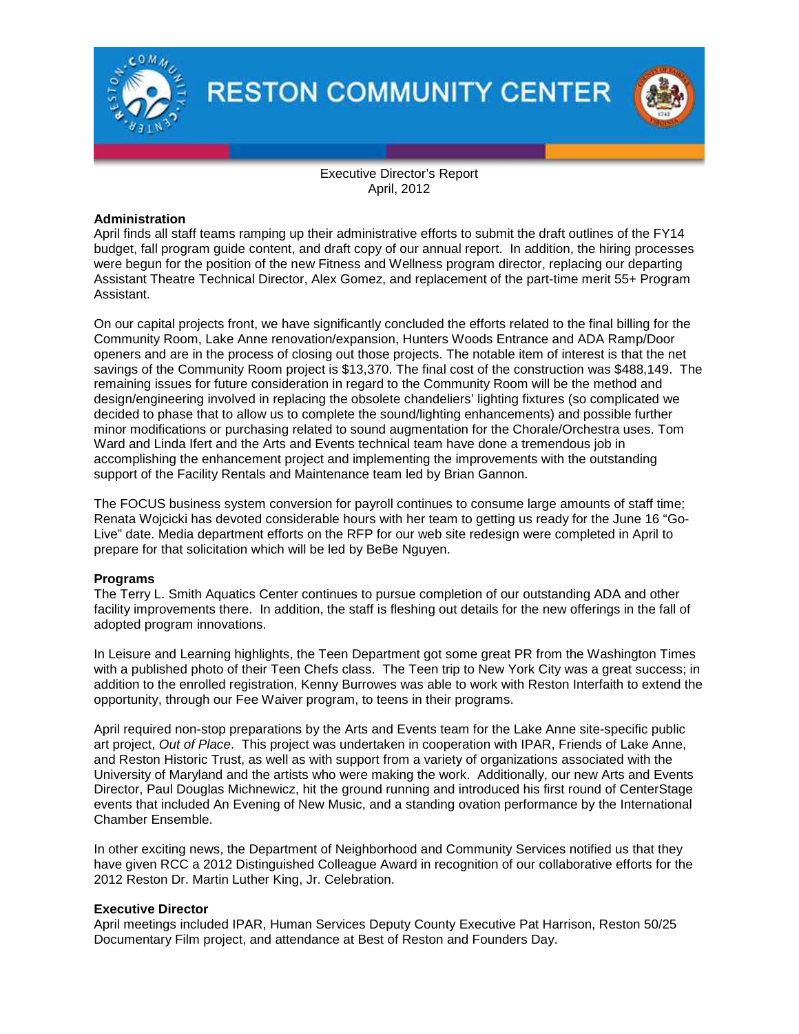# RESTON COMMUNITY CENTER

Executive Director's Report
April, 2012

**Administration**

April finds all staff teams ramping up their administrative efforts to submit the draft outlines of the FY14 budget, fall program guide content, and draft copy of our annual report. In addition, the hiring processes were begun for the position of the new Fitness and Wellness program director, replacing our departing Assistant Theatre Technical Director, Alex Gomez, and replacement of the part-time merit 55+ Program Assistant.

On our capital projects front, we have significantly concluded the efforts related to the final billing for the Community Room, Lake Anne renovation/expansion, Hunters Woods Entrance and ADA Ramp/Door openers and are in the process of closing out those projects. The notable item of interest is that the net savings of the Community Room project is $13,370. The final cost of the construction was $488,149. The remaining issues for future consideration in regard to the Community Room will be the method and design/engineering involved in replacing the obsolete chandeliers' lighting fixtures (so complicated we decided to phase that to allow us to complete the sound/lighting enhancements) and possible further minor modifications or purchasing related to sound augmentation for the Chorale/Orchestra uses. Tom Ward and Linda Ifert and the Arts and Events technical team have done a tremendous job in accomplishing the enhancement project and implementing the improvements with the outstanding support of the Facility Rentals and Maintenance team led by Brian Gannon.

The FOCUS business system conversion for payroll continues to consume large amounts of staff time; Renata Wojcicki has devoted considerable hours with her team to getting us ready for the June 16 "Go-Live" date. Media department efforts on the RFP for our web site redesign were completed in April to prepare for that solicitation which will be led by BeBe Nguyen.

**Programs**

The Terry L. Smith Aquatics Center continues to pursue completion of our outstanding ADA and other facility improvements there. In addition, the staff is fleshing out details for the new offerings in the fall of adopted program innovations.

In Leisure and Learning highlights, the Teen Department got some great PR from the Washington Times with a published photo of their Teen Chefs class. The Teen trip to New York City was a great success; in addition to the enrolled registration, Kenny Burrowes was able to work with Reston Interfaith to extend the opportunity, through our Fee Waiver program, to teens in their programs.

April required non-stop preparations by the Arts and Events team for the Lake Anne site-specific public art project, *Out of Place*. This project was undertaken in cooperation with IPAR, Friends of Lake Anne, and Reston Historic Trust, as well as with support from a variety of organizations associated with the University of Maryland and the artists who were making the work. Additionally, our new Arts and Events Director, Paul Douglas Michnewicz, hit the ground running and introduced his first round of CenterStage events that included An Evening of New Music, and a standing ovation performance by the International Chamber Ensemble.

In other exciting news, the Department of Neighborhood and Community Services notified us that they have given RCC a 2012 Distinguished Colleague Award in recognition of our collaborative efforts for the 2012 Reston Dr. Martin Luther King, Jr. Celebration.

**Executive Director**

April meetings included IPAR, Human Services Deputy County Executive Pat Harrison, Reston 50/25 Documentary Film project, and attendance at Best of Reston and Founders Day.